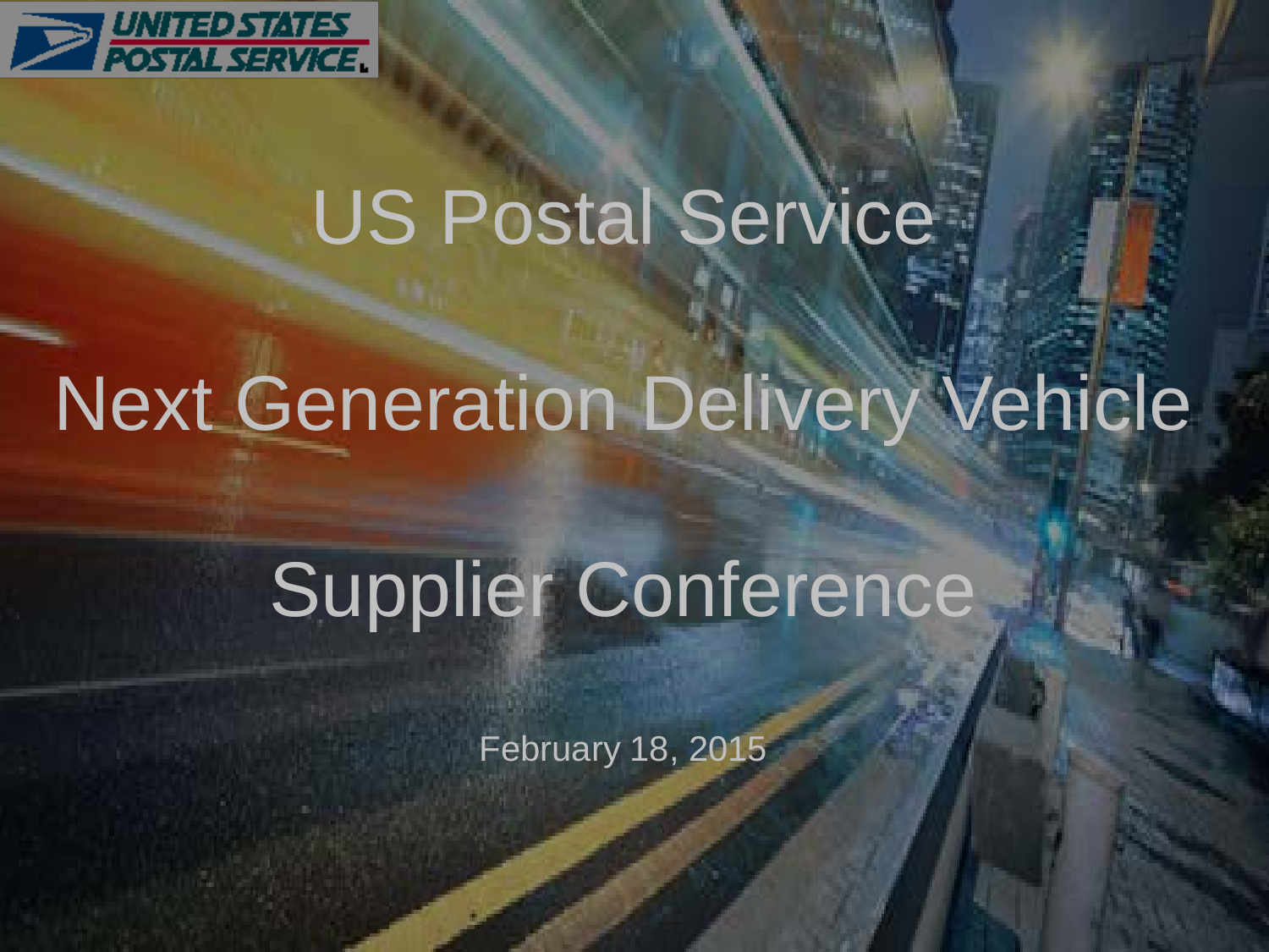# US Postal Service

# Next Generation Delivery Vehicle

# Supplier Conference

February 18, 2015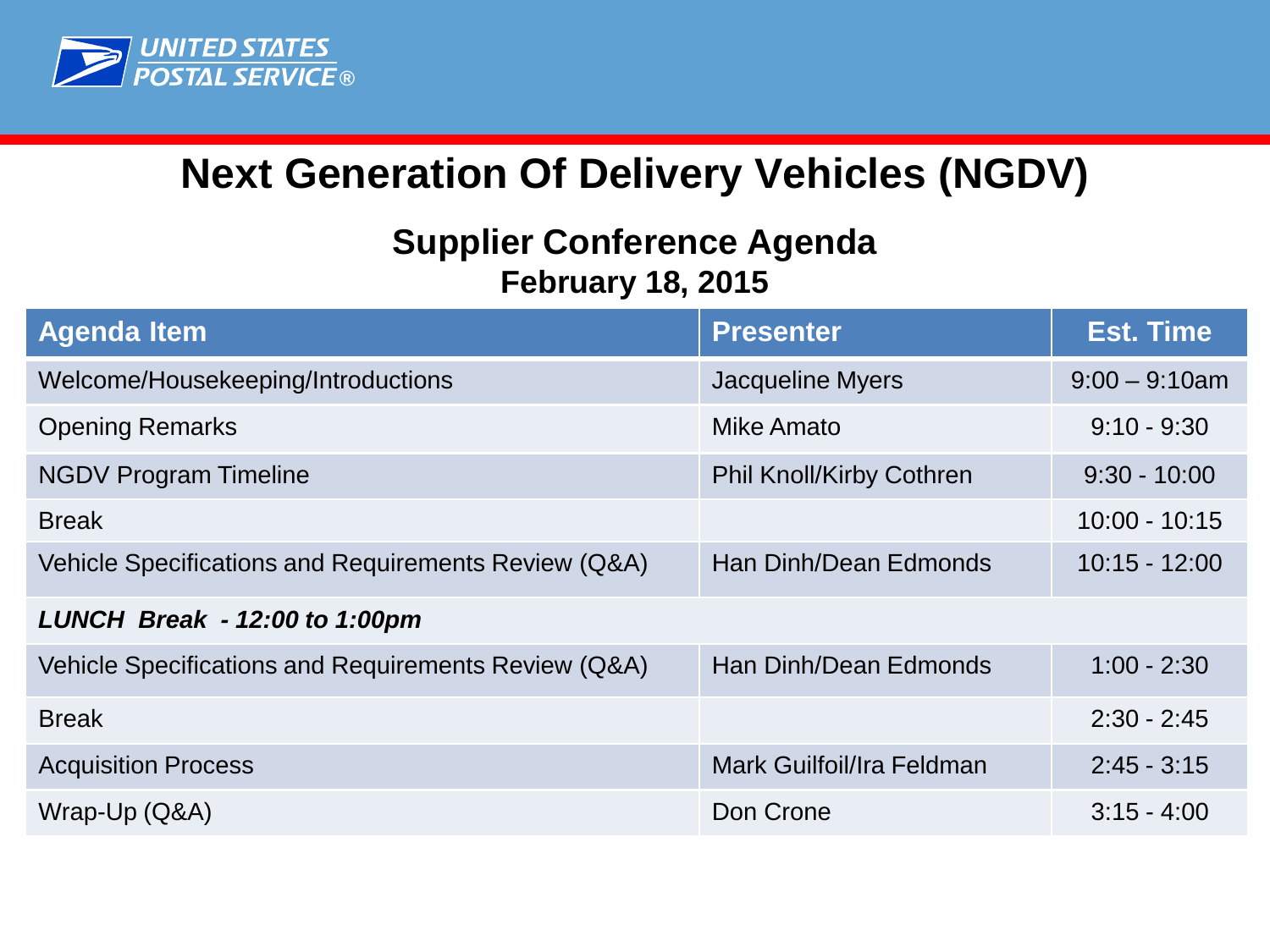# Next Generation Of Delivery Vehicles (NGDV)

## Supplier Conference Agenda

### February 18, 2015

| Agenda Item | Presenter | Est. Time |
|---|---|---|
| Welcome/Housekeeping/Introductions | Jacqueline Myers | 9:00 – 9:10am |
| Opening Remarks | Mike Amato | 9:10 - 9:30 |
| NGDV Program Timeline | Phil Knoll/Kirby Cothren | 9:30 - 10:00 |
| Break | | 10:00 - 10:15 |
| Vehicle Specifications and Requirements Review (Q&A) | Han Dinh/Dean Edmonds | 10:15 - 12:00 |
| ***LUNCH Break - 12:00 to 1:00pm*** | | |
| Vehicle Specifications and Requirements Review (Q&A) | Han Dinh/Dean Edmonds | 1:00 - 2:30 |
| Break | | 2:30 - 2:45 |
| Acquisition Process | Mark Guilfoil/Ira Feldman | 2:45 - 3:15 |
| Wrap-Up (Q&A) | Don Crone | 3:15 - 4:00 |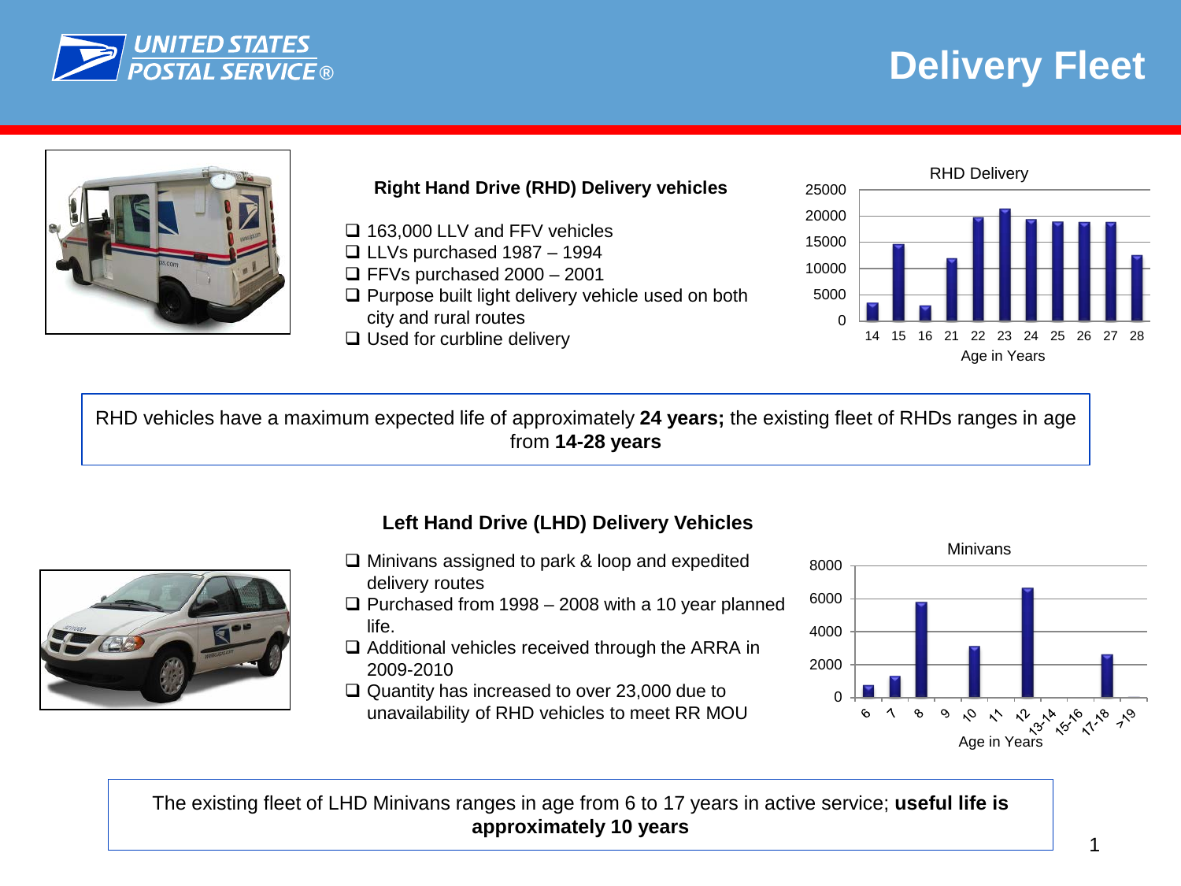# Delivery Fleet

## Right Hand Drive (RHD) Delivery vehicles

- 163,000 LLV and FFV vehicles
- LLVs purchased 1987 – 1994
- FFVs purchased 2000 – 2001
- Purpose built light delivery vehicle used on both city and rural routes
- Used for curbline delivery

RHD Delivery

| Age in Years | 14 | 15 | 16 | 21 | 22 | 23 | 24 | 25 | 26 | 27 | 28 |
|---|---|---|---|---|---|---|---|---|---|---|---|

RHD vehicles have a maximum expected life of approximately **24 years;** the existing fleet of RHDs ranges in age from **14-28 years**

## Left Hand Drive (LHD) Delivery Vehicles

- Minivans assigned to park & loop and expedited delivery routes
- Purchased from 1998 – 2008 with a 10 year planned life.
- Additional vehicles received through the ARRA in 2009-2010
- Quantity has increased to over 23,000 due to unavailability of RHD vehicles to meet RR MOU

Minivans

| Age in Years | 6 | 7 | 8 | 9 | 10 | 11 | 12 | 13-14 | 15-16 | 17-18 | >19 |
|---|---|---|---|---|---|---|---|---|---|---|---|

The existing fleet of LHD Minivans ranges in age from 6 to 17 years in active service; **useful life is approximately 10 years**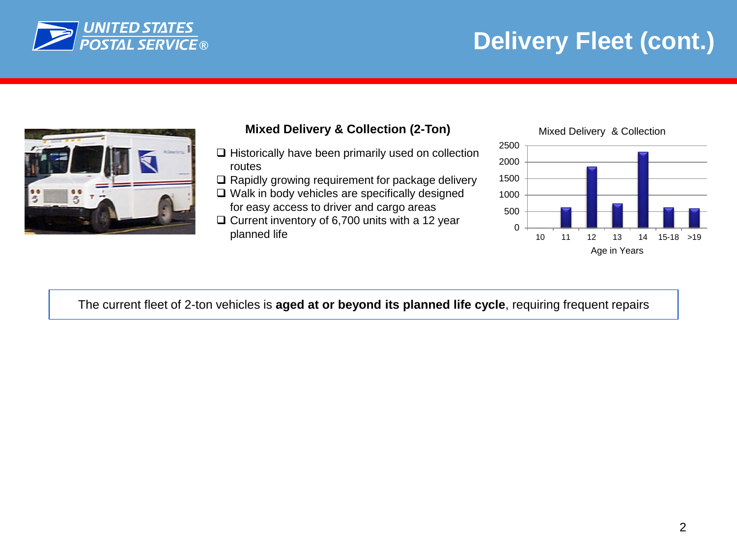# Delivery Fleet (cont.)

## Mixed Delivery & Collection (2-Ton)

- Historically have been primarily used on collection routes
- Rapidly growing requirement for package delivery
- Walk in body vehicles are specifically designed for easy access to driver and cargo areas
- Current inventory of 6,700 units with a 12 year planned life

Mixed Delivery & Collection

| Age in Years | 10 | 11 | 12 | 13 | 14 | 15-18 | >19 |
|---|---|---|---|---|---|---|---|
| Units (approx.) | 0 | 600 | 1850 | 730 | 2300 | 600 | 580 |

The current fleet of 2-ton vehicles is **aged at or beyond its planned life cycle**, requiring frequent repairs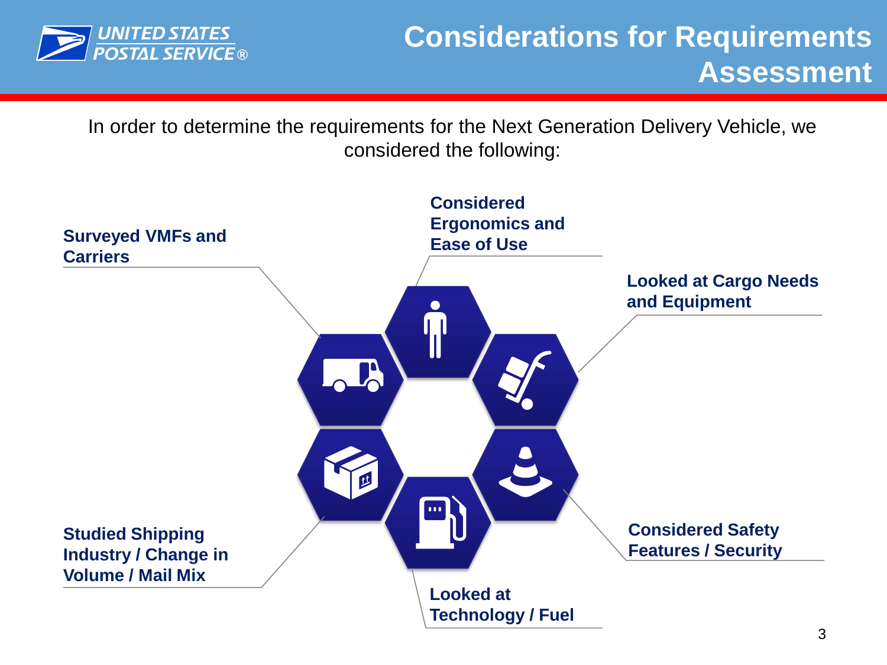# Considerations for Requirements Assessment

In order to determine the requirements for the Next Generation Delivery Vehicle, we considered the following:

- **Surveyed VMFs and Carriers**
- **Considered Ergonomics and Ease of Use**
- **Looked at Cargo Needs and Equipment**
- **Considered Safety Features / Security**
- **Looked at Technology / Fuel**
- **Studied Shipping Industry / Change in Volume / Mail Mix**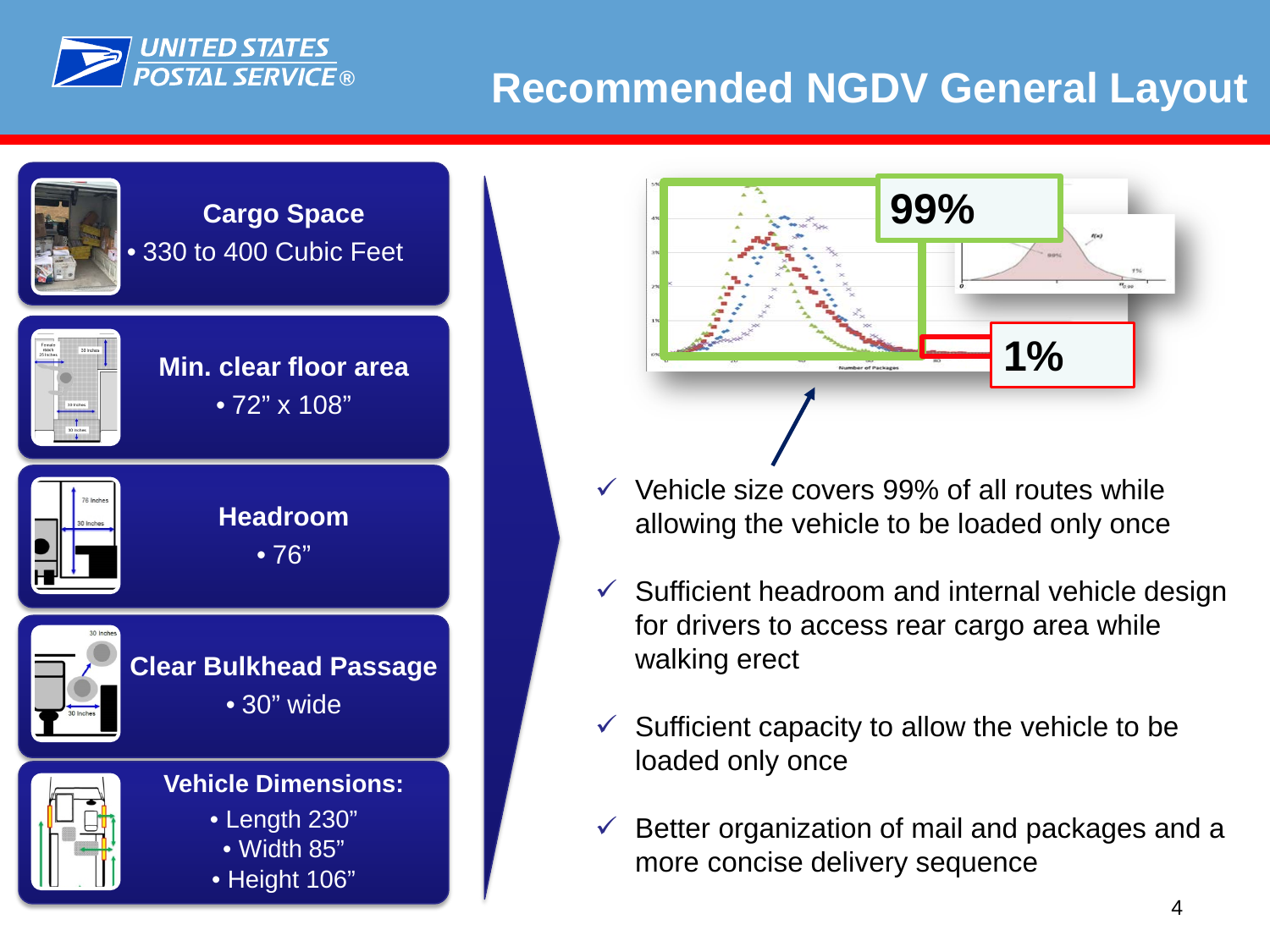# Recommended NGDV General Layout

**Cargo Space**
- 330 to 400 Cubic Feet

**Min. clear floor area**
- 72" x 108"

**Headroom**
- 76"

**Clear Bulkhead Passage**
- 30" wide

**Vehicle Dimensions:**
- Length 230"
- Width 85"
- Height 106"

99%

1%

- ✓ Vehicle size covers 99% of all routes while allowing the vehicle to be loaded only once
- ✓ Sufficient headroom and internal vehicle design for drivers to access rear cargo area while walking erect
- ✓ Sufficient capacity to allow the vehicle to be loaded only once
- ✓ Better organization of mail and packages and a more concise delivery sequence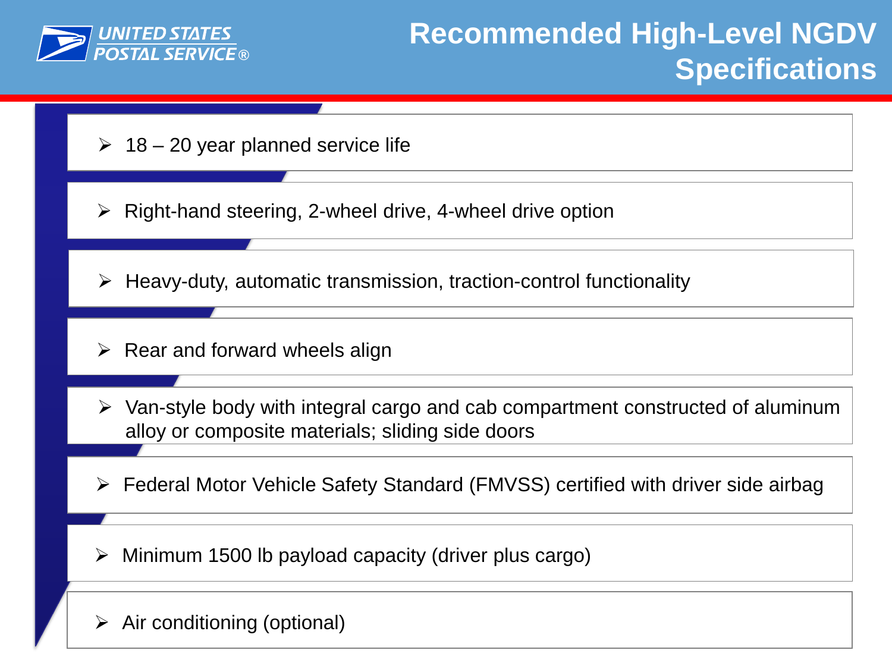# Recommended High-Level NGDV Specifications

- 18 – 20 year planned service life
- Right-hand steering, 2-wheel drive, 4-wheel drive option
- Heavy-duty, automatic transmission, traction-control functionality
- Rear and forward wheels align
- Van-style body with integral cargo and cab compartment constructed of aluminum alloy or composite materials; sliding side doors
- Federal Motor Vehicle Safety Standard (FMVSS) certified with driver side airbag
- Minimum 1500 lb payload capacity (driver plus cargo)
- Air conditioning (optional)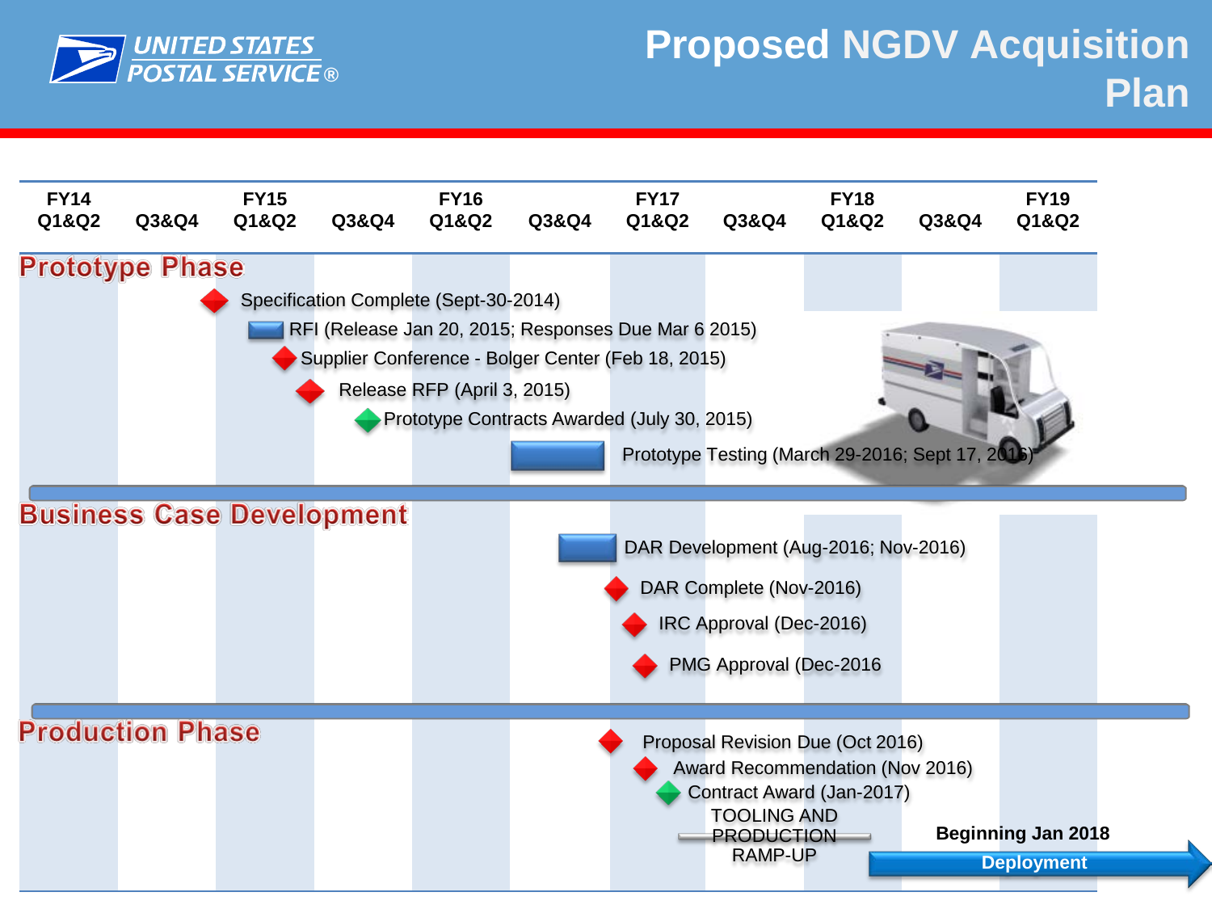# Proposed NGDV Acquisition Plan

| FY14 Q1&Q2 | Q3&Q4 | FY15 Q1&Q2 | Q3&Q4 | FY16 Q1&Q2 | Q3&Q4 | FY17 Q1&Q2 | Q3&Q4 | FY18 Q1&Q2 | Q3&Q4 | FY19 Q1&Q2 |
|---|---|---|---|---|---|---|---|---|---|---|

## Prototype Phase

- Specification Complete (Sept-30-2014)
- RFI (Release Jan 20, 2015; Responses Due Mar 6 2015)
- Supplier Conference - Bolger Center (Feb 18, 2015)
- Release RFP (April 3, 2015)
- Prototype Contracts Awarded (July 30, 2015)
- Prototype Testing (March 29-2016; Sept 17, 2016)

## Business Case Development

- DAR Development (Aug-2016; Nov-2016)
- DAR Complete (Nov-2016)
- IRC Approval (Dec-2016)
- PMG Approval (Dec-2016

## Production Phase

- Proposal Revision Due (Oct 2016)
- Award Recommendation (Nov 2016)
- Contract Award (Jan-2017)
- TOOLING AND PRODUCTION RAMP-UP
- **Beginning Jan 2018** – **Deployment**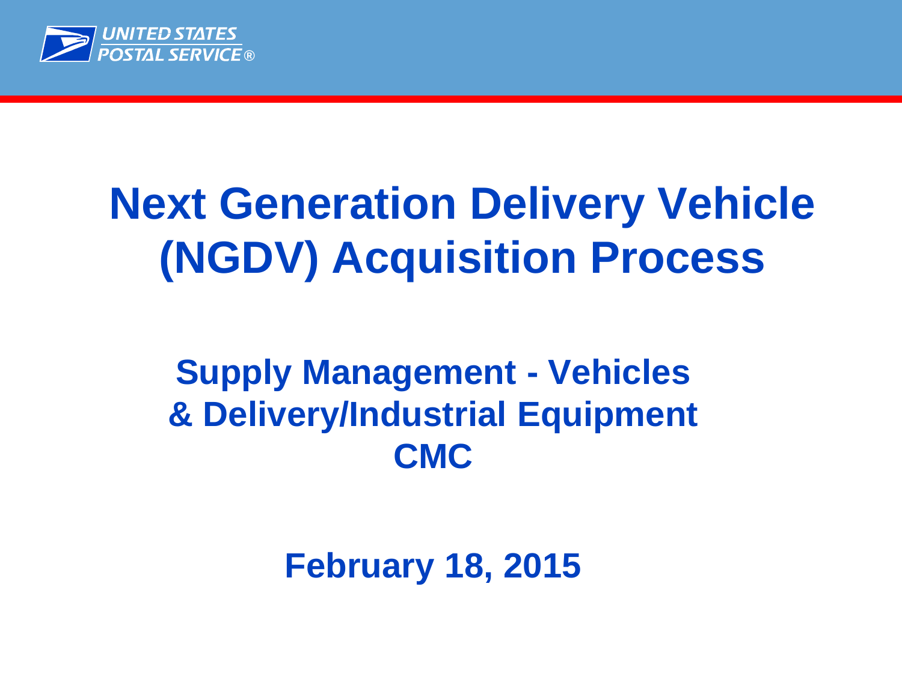# Next Generation Delivery Vehicle (NGDV) Acquisition Process

## Supply Management - Vehicles & Delivery/Industrial Equipment CMC

## February 18, 2015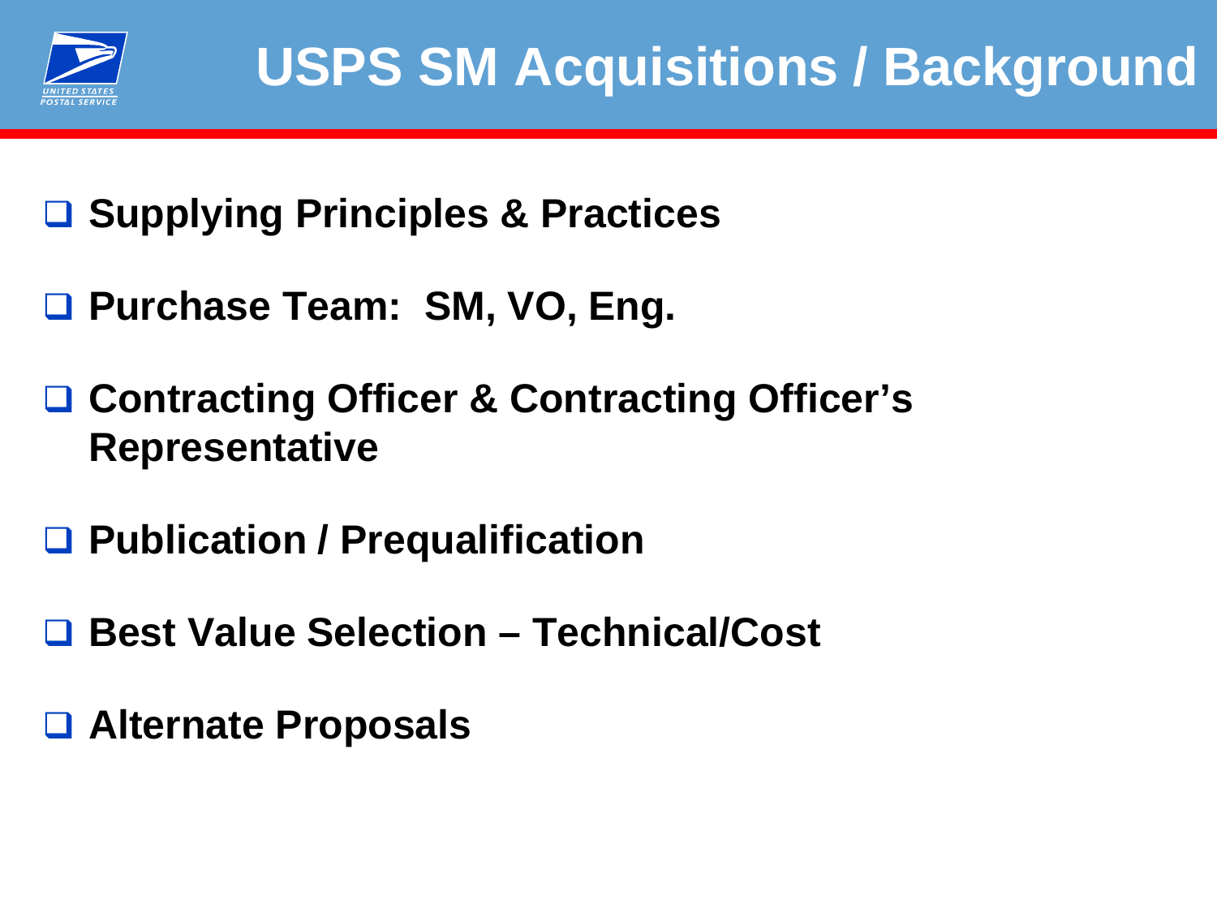# USPS SM Acquisitions / Background

- Supplying Principles & Practices
- Purchase Team: SM, VO, Eng.
- Contracting Officer & Contracting Officer's Representative
- Publication / Prequalification
- Best Value Selection – Technical/Cost
- Alternate Proposals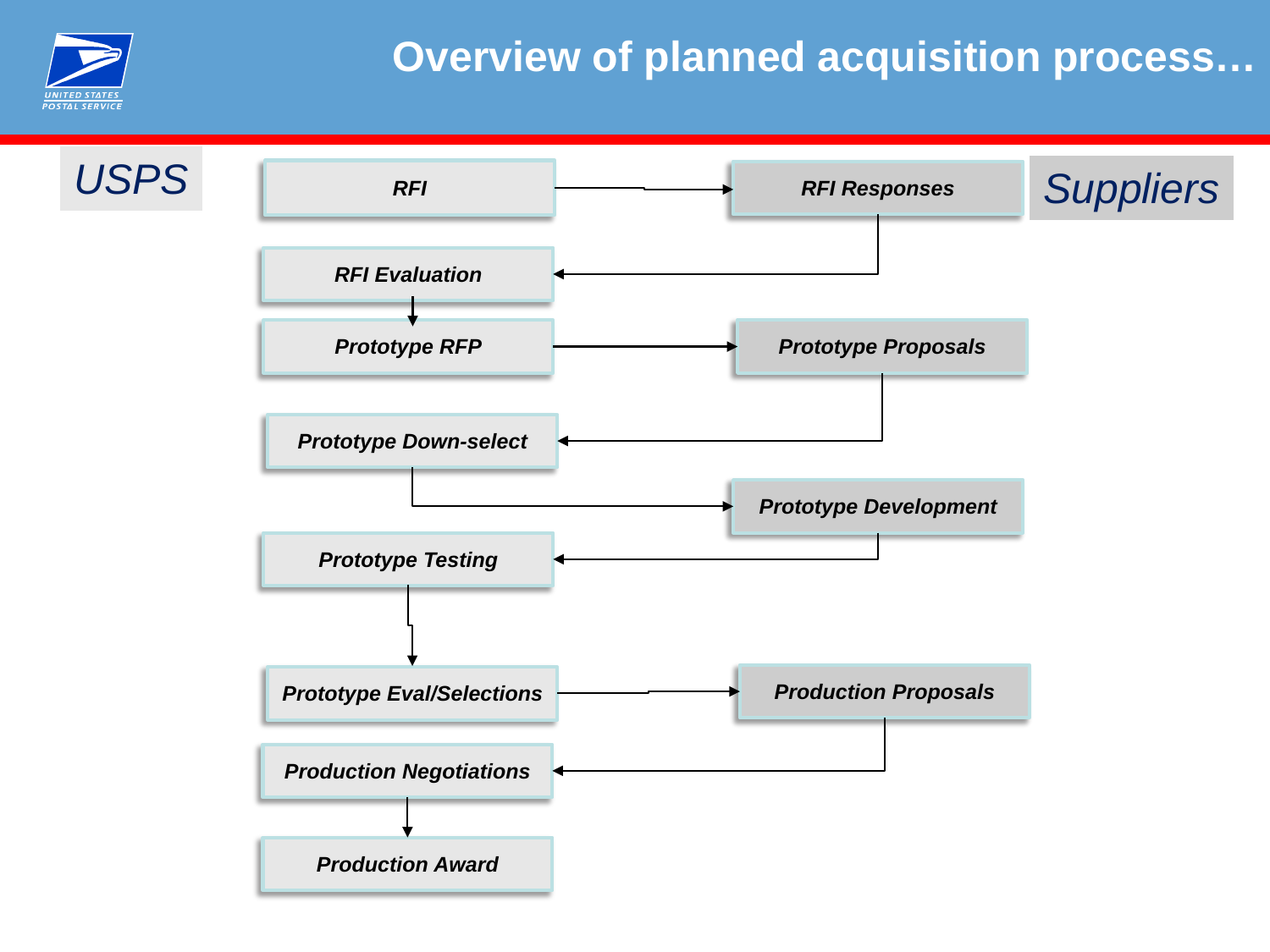# Overview of planned acquisition process…

| USPS | Suppliers |
| --- | --- |
| *RFI* → | *RFI Responses* |
| *RFI Evaluation* ← | |
| *Prototype RFP* → | *Prototype Proposals* |
| *Prototype Down-select* ← | |
| → | *Prototype Development* |
| *Prototype Testing* ← | |
| *Prototype Eval/Selections* → | *Production Proposals* |
| *Production Negotiations* ← | |
| *Production Award* | |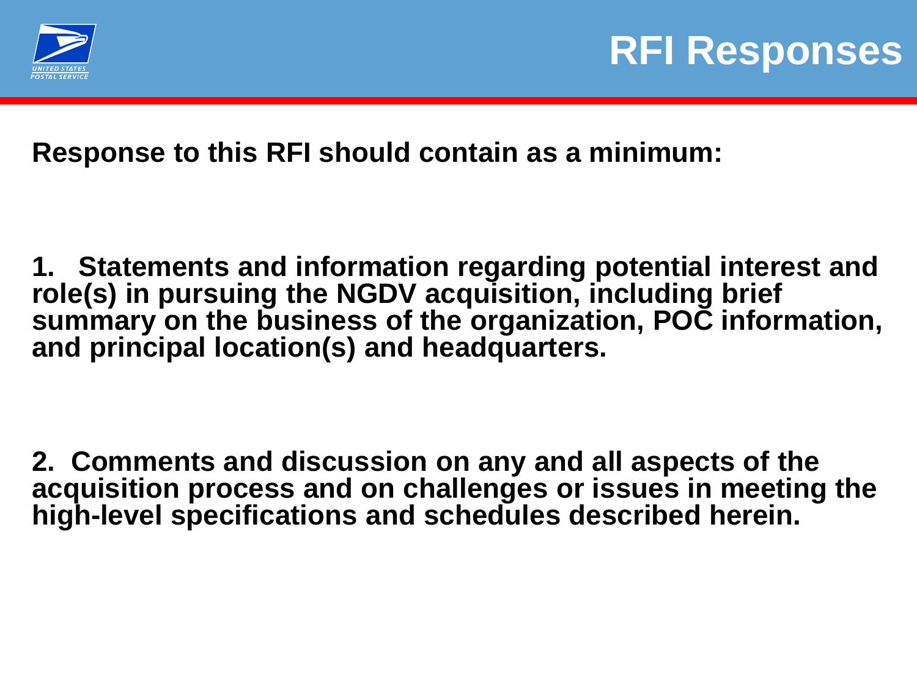# RFI Responses

**Response to this RFI should contain as a minimum:**

**1. Statements and information regarding potential interest and role(s) in pursuing the NGDV acquisition, including brief summary on the business of the organization, POC information, and principal location(s) and headquarters.**

**2. Comments and discussion on any and all aspects of the acquisition process and on challenges or issues in meeting the high-level specifications and schedules described herein.**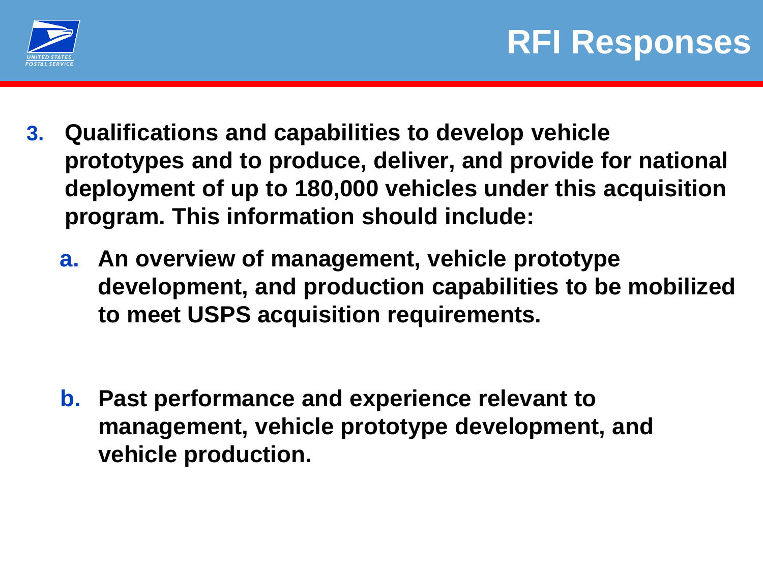# RFI Responses

3. **Qualifications and capabilities to develop vehicle prototypes and to produce, deliver, and provide for national deployment of up to 180,000 vehicles under this acquisition program. This information should include:**

   a. **An overview of management, vehicle prototype development, and production capabilities to be mobilized to meet USPS acquisition requirements.**

   b. **Past performance and experience relevant to management, vehicle prototype development, and vehicle production.**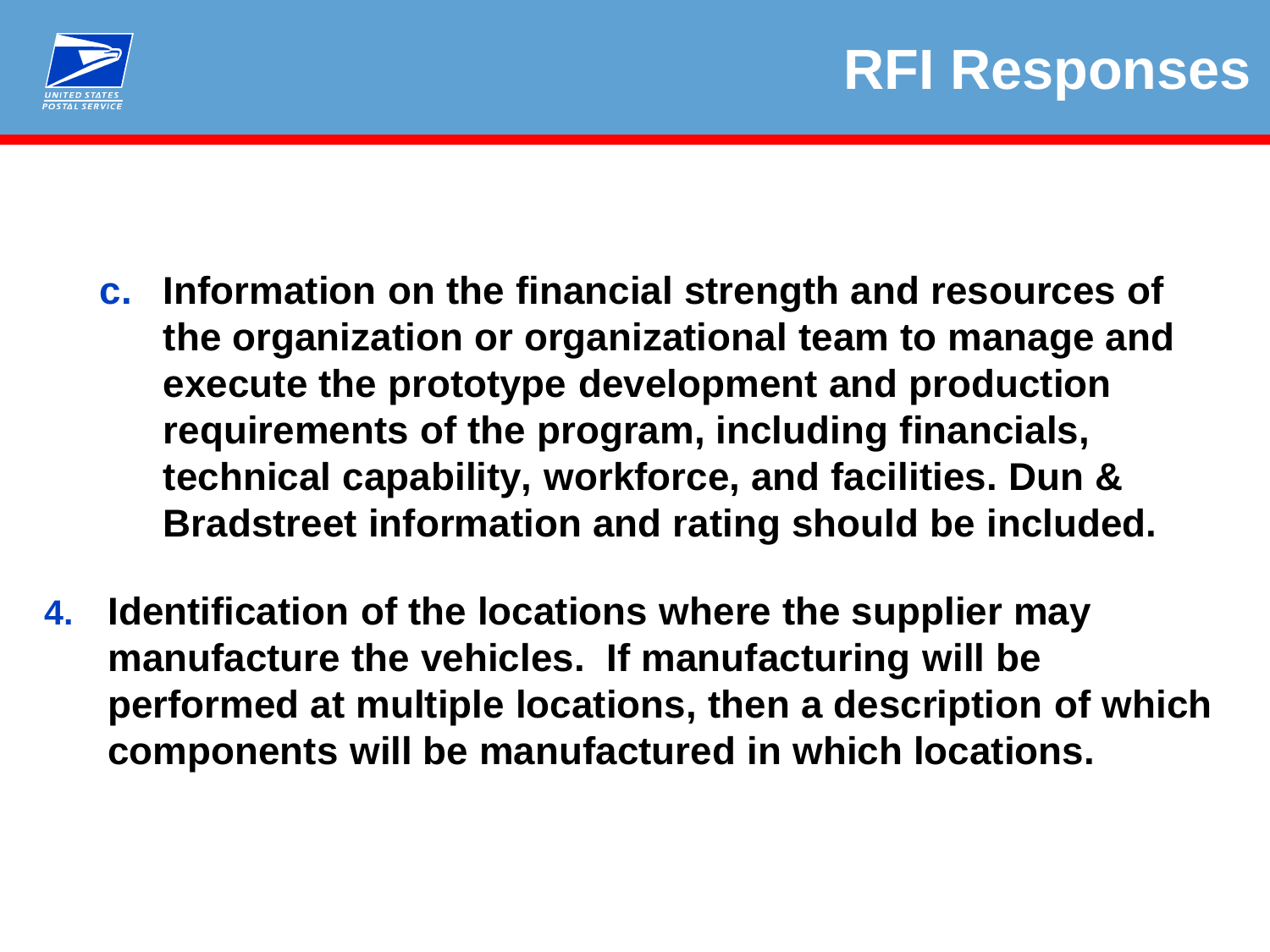# RFI Responses

c. **Information on the financial strength and resources of the organization or organizational team to manage and execute the prototype development and production requirements of the program, including financials, technical capability, workforce, and facilities. Dun & Bradstreet information and rating should be included.**

4. **Identification of the locations where the supplier may manufacture the vehicles. If manufacturing will be performed at multiple locations, then a description of which components will be manufactured in which locations.**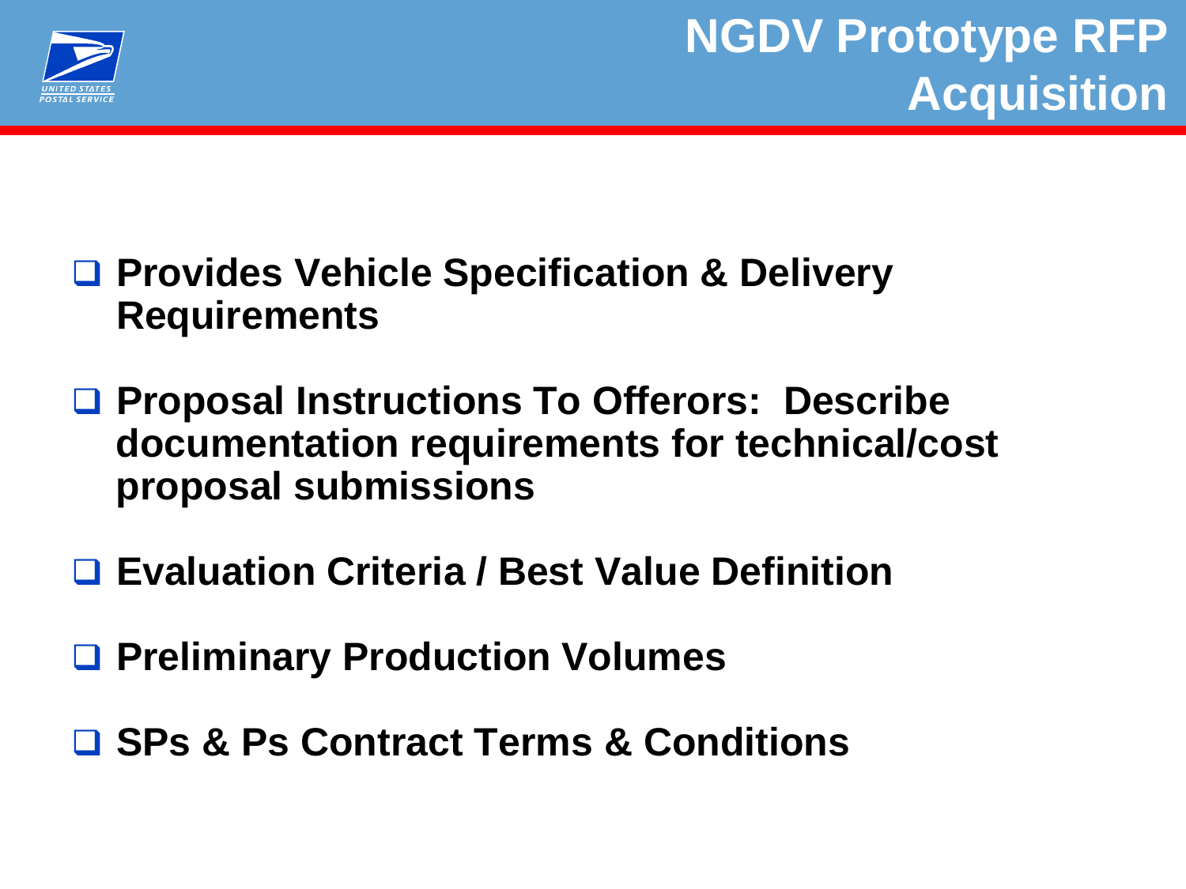# NGDV Prototype RFP Acquisition

- Provides Vehicle Specification & Delivery Requirements
- Proposal Instructions To Offerors: Describe documentation requirements for technical/cost proposal submissions
- Evaluation Criteria / Best Value Definition
- Preliminary Production Volumes
- SPs & Ps Contract Terms & Conditions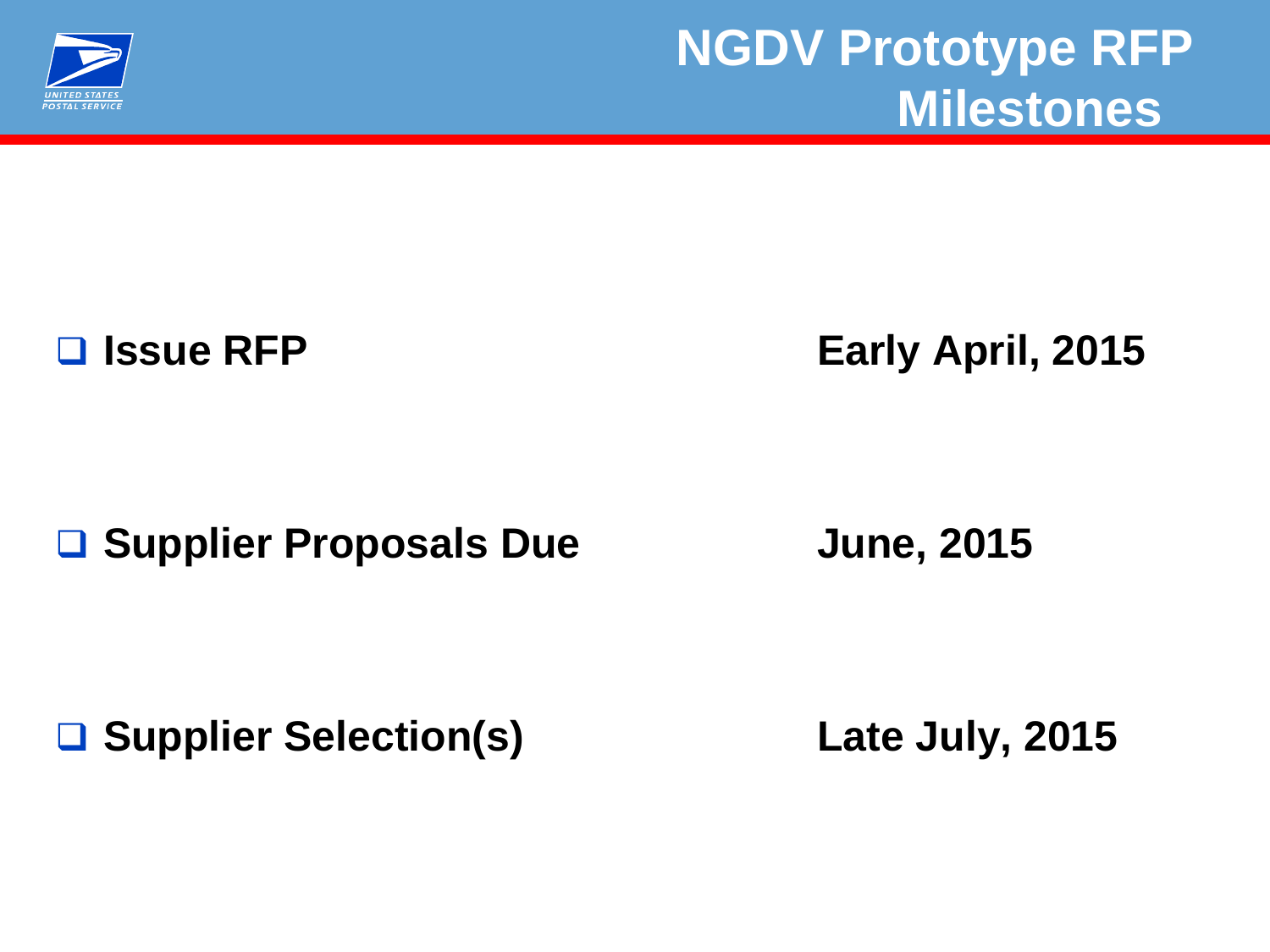# NGDV Prototype RFP Milestones

| Milestone | Date |
|---|---|
| Issue RFP | Early April, 2015 |
| Supplier Proposals Due | June, 2015 |
| Supplier Selection(s) | Late July, 2015 |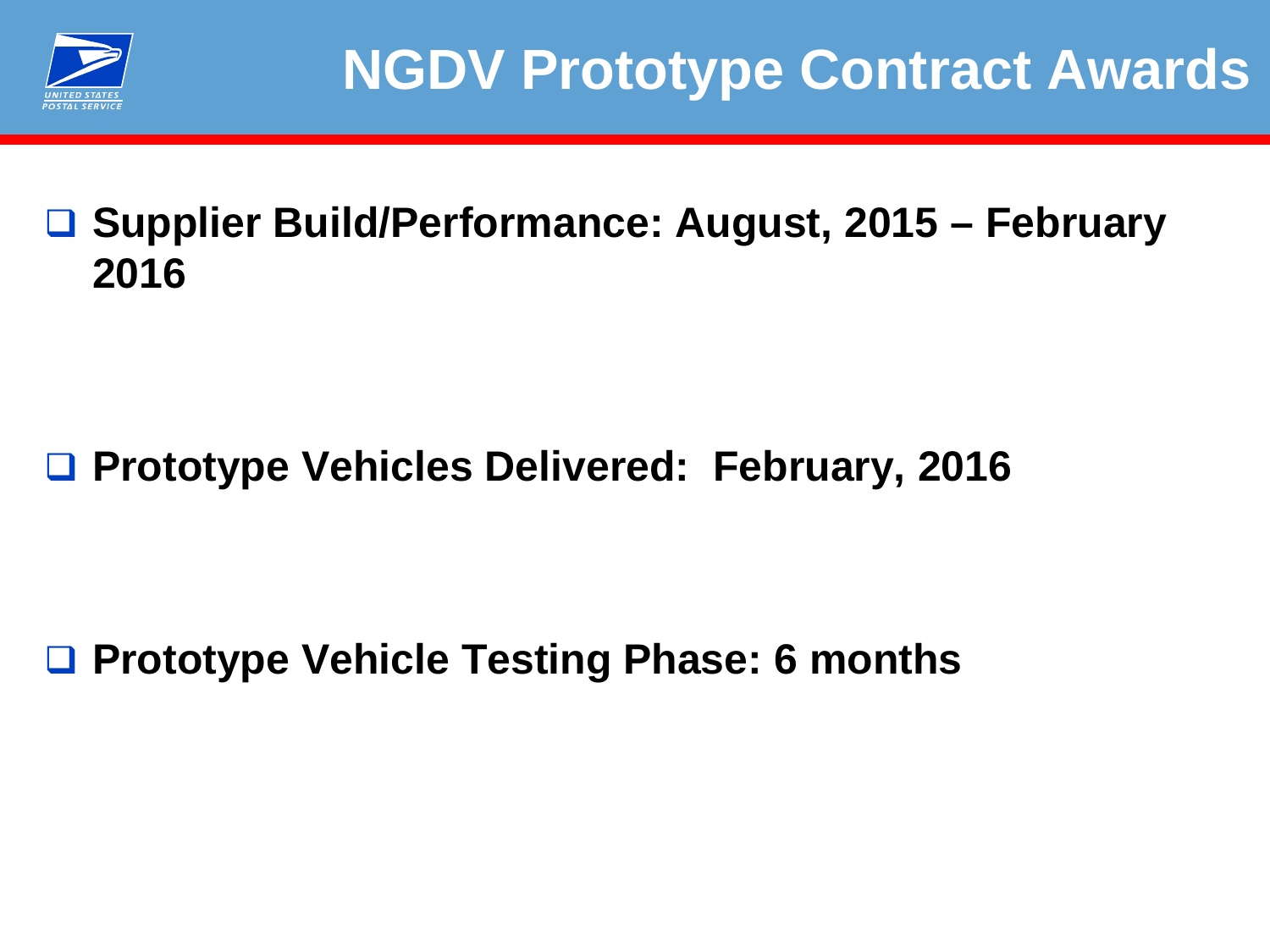# NGDV Prototype Contract Awards

- **Supplier Build/Performance: August, 2015 – February 2016**

- **Prototype Vehicles Delivered: February, 2016**

- **Prototype Vehicle Testing Phase: 6 months**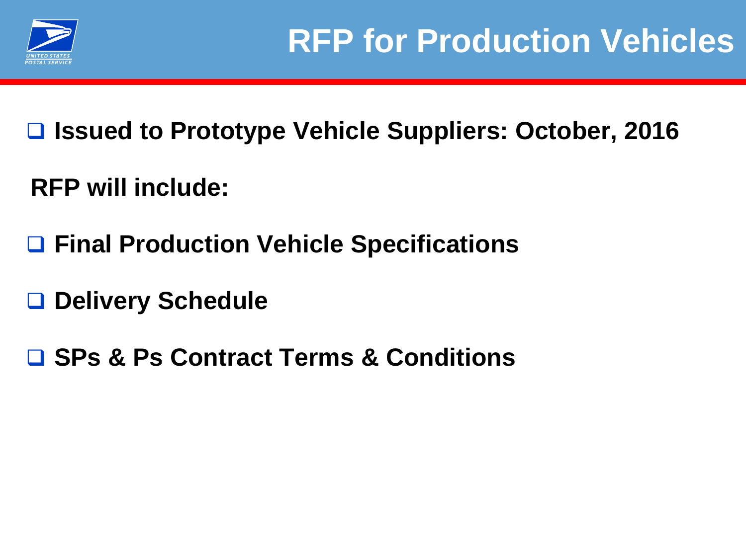# RFP for Production Vehicles

- **Issued to Prototype Vehicle Suppliers: October, 2016**

**RFP will include:**

- **Final Production Vehicle Specifications**
- **Delivery Schedule**
- **SPs & Ps Contract Terms & Conditions**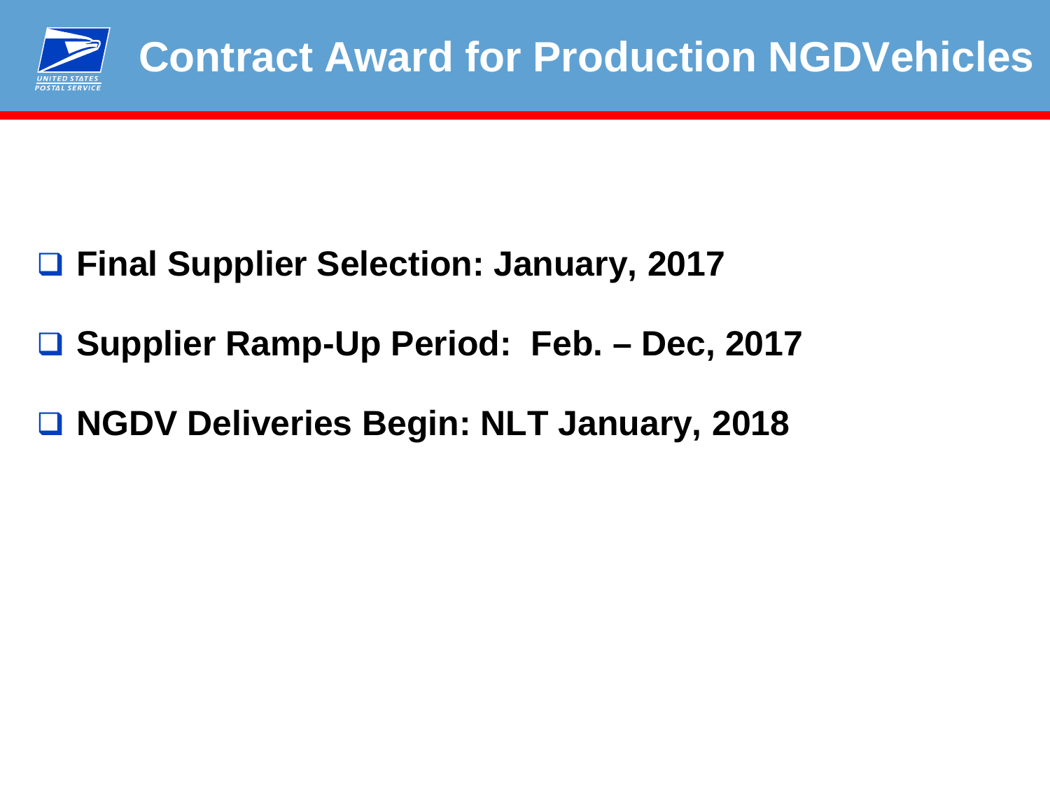# Contract Award for Production NGDVehicles

- **Final Supplier Selection: January, 2017**
- **Supplier Ramp-Up Period: Feb. – Dec, 2017**
- **NGDV Deliveries Begin: NLT January, 2018**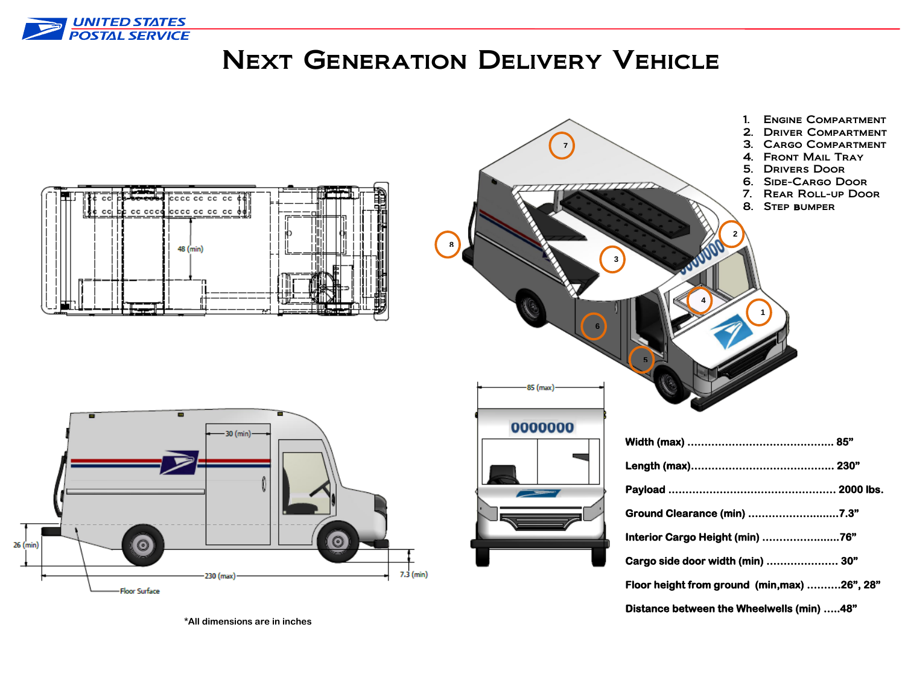UNITED STATES POSTAL SERVICE

# Next Generation Delivery Vehicle

1. Engine Compartment
2. Driver Compartment
3. Cargo Compartment
4. Front Mail Tray
5. Drivers Door
6. Side-Cargo Door
7. Rear Roll-up Door
8. Step bumper

48 (min)

30 (min)

26 (min)

230 (max)

7.3 (min)

Floor Surface

85 (max)

0000000

Width (max) .......................................... 85”

Length (max)......................................... 230”

Payload ................................................ 2000 lbs.

Ground Clearance (min) ..........................7.3”

Interior Cargo Height (min) ......................76”

Cargo side door width (min) .................... 30”

Floor height from ground (min,max) ..........26”, 28”

Distance between the Wheelwells (min) .....48”

*All dimensions are in inches